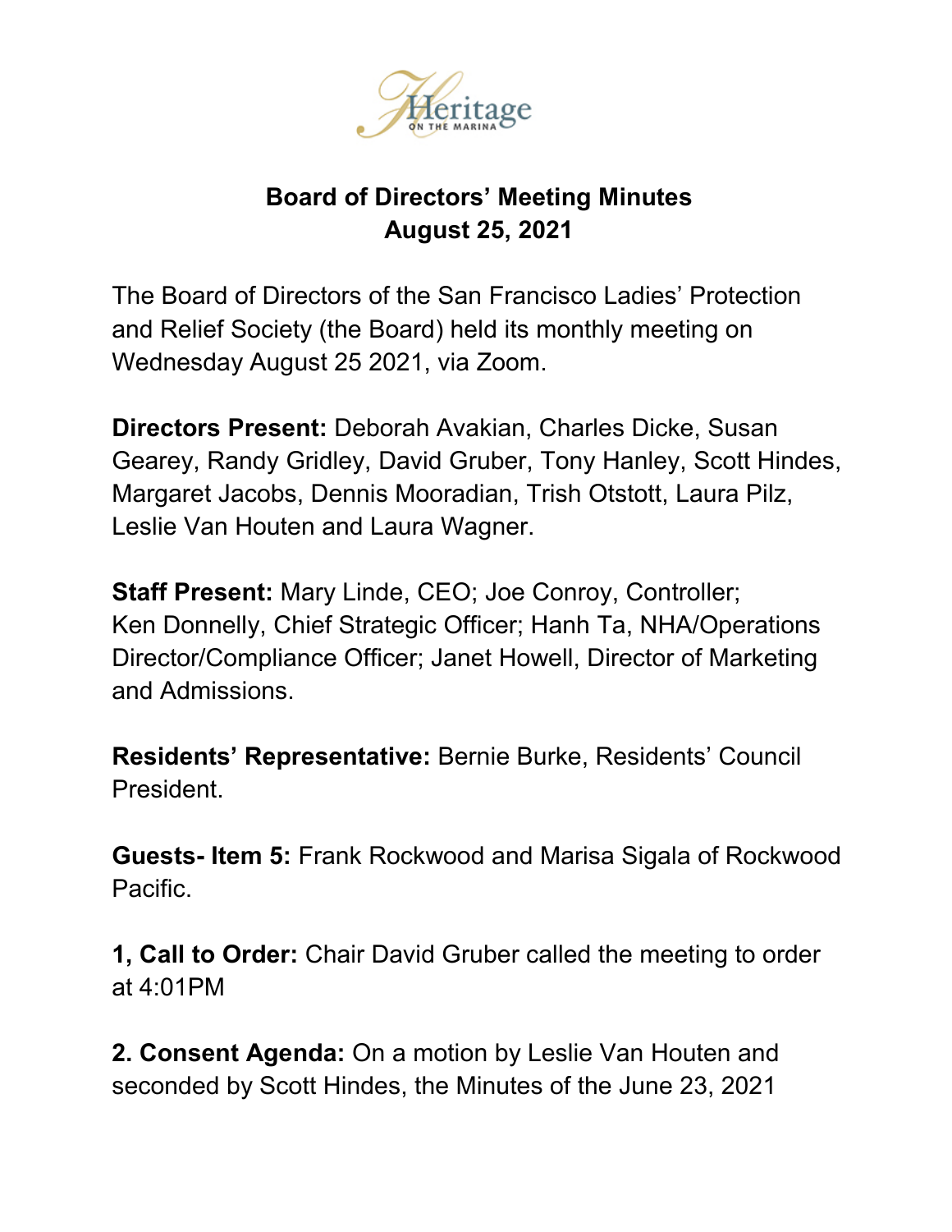# Board of Directors' Meeting Minutes
## August 25, 2021

The Board of Directors of the San Francisco Ladies' Protection and Relief Society (the Board) held its monthly meeting on Wednesday August 25 2021, via Zoom.

**Directors Present:** Deborah Avakian, Charles Dicke, Susan Gearey, Randy Gridley, David Gruber, Tony Hanley, Scott Hindes, Margaret Jacobs, Dennis Mooradian, Trish Otstott, Laura Pilz, Leslie Van Houten and Laura Wagner.

**Staff Present:** Mary Linde, CEO; Joe Conroy, Controller; Ken Donnelly, Chief Strategic Officer; Hanh Ta, NHA/Operations Director/Compliance Officer; Janet Howell, Director of Marketing and Admissions.

**Residents' Representative:** Bernie Burke, Residents' Council President.

**Guests- Item 5:** Frank Rockwood and Marisa Sigala of Rockwood Pacific.

**1, Call to Order:** Chair David Gruber called the meeting to order at 4:01PM

**2. Consent Agenda:** On a motion by Leslie Van Houten and seconded by Scott Hindes, the Minutes of the June 23, 2021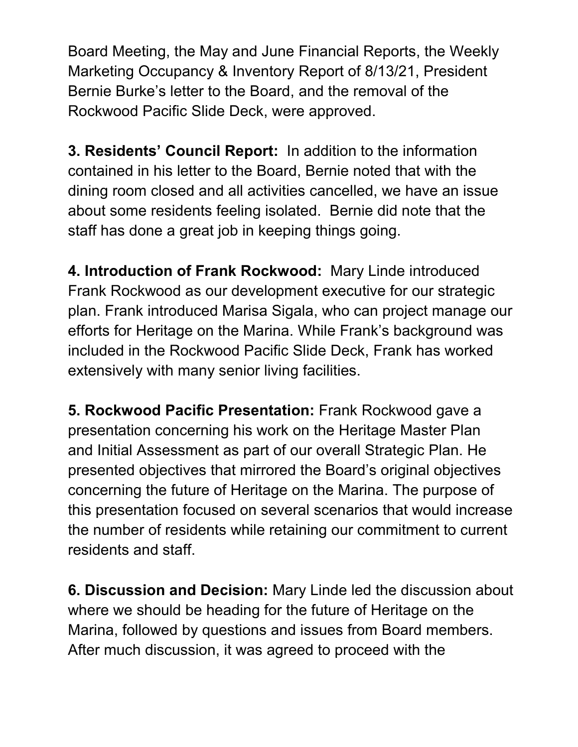Board Meeting, the May and June Financial Reports, the Weekly Marketing Occupancy & Inventory Report of 8/13/21, President Bernie Burke's letter to the Board, and the removal of the Rockwood Pacific Slide Deck, were approved.

**3. Residents' Council Report:** In addition to the information contained in his letter to the Board, Bernie noted that with the dining room closed and all activities cancelled, we have an issue about some residents feeling isolated. Bernie did note that the staff has done a great job in keeping things going.

**4. Introduction of Frank Rockwood:** Mary Linde introduced Frank Rockwood as our development executive for our strategic plan. Frank introduced Marisa Sigala, who can project manage our efforts for Heritage on the Marina. While Frank's background was included in the Rockwood Pacific Slide Deck, Frank has worked extensively with many senior living facilities.

**5. Rockwood Pacific Presentation:** Frank Rockwood gave a presentation concerning his work on the Heritage Master Plan and Initial Assessment as part of our overall Strategic Plan. He presented objectives that mirrored the Board's original objectives concerning the future of Heritage on the Marina. The purpose of this presentation focused on several scenarios that would increase the number of residents while retaining our commitment to current residents and staff.

**6. Discussion and Decision:** Mary Linde led the discussion about where we should be heading for the future of Heritage on the Marina, followed by questions and issues from Board members. After much discussion, it was agreed to proceed with the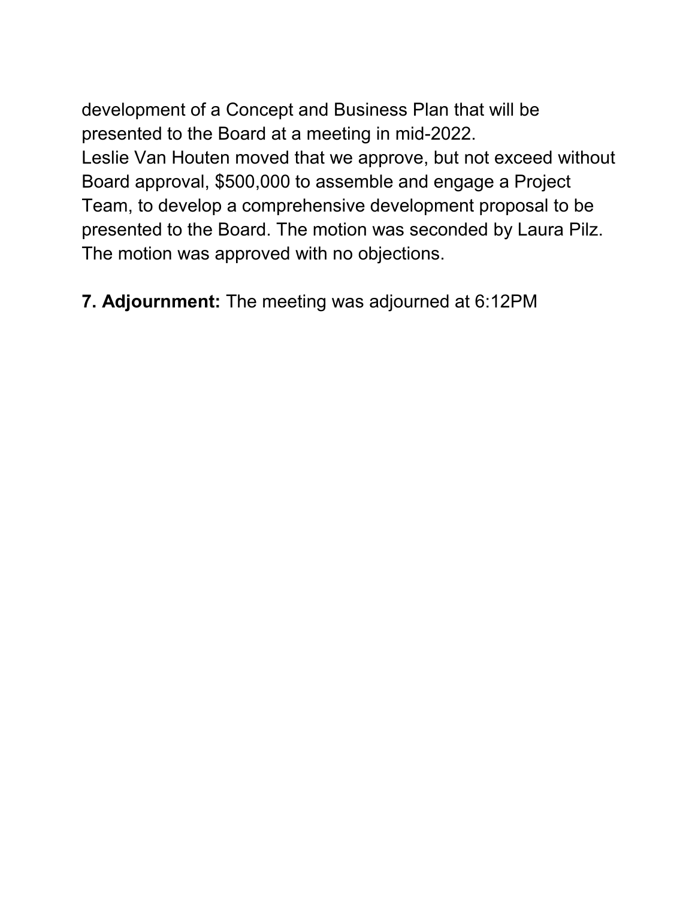development of a Concept and Business Plan that will be presented to the Board at a meeting in mid-2022.
Leslie Van Houten moved that we approve, but not exceed without Board approval, $500,000 to assemble and engage a Project Team, to develop a comprehensive development proposal to be presented to the Board. The motion was seconded by Laura Pilz. The motion was approved with no objections.

**7. Adjournment:** The meeting was adjourned at 6:12PM